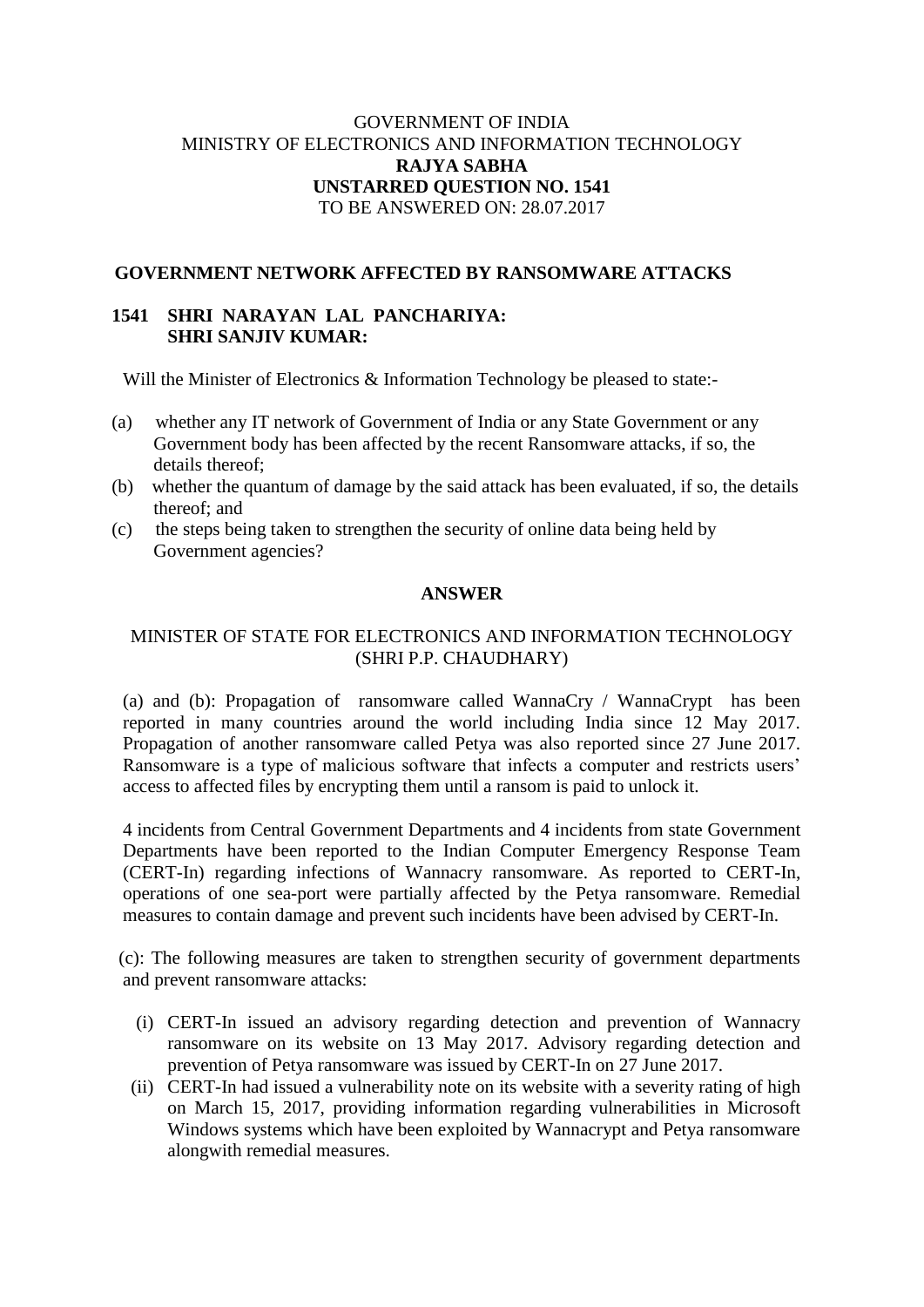GOVERNMENT OF INDIA
MINISTRY OF ELECTRONICS AND INFORMATION TECHNOLOGY
**RAJYA SABHA**
**UNSTARRED QUESTION NO. 1541**
TO BE ANSWERED ON: 28.07.2017

## GOVERNMENT NETWORK AFFECTED BY RANSOMWARE ATTACKS

**1541 SHRI NARAYAN LAL PANCHARIYA:**
**SHRI SANJIV KUMAR:**

Will the Minister of Electronics & Information Technology be pleased to state:-

(a) whether any IT network of Government of India or any State Government or any Government body has been affected by the recent Ransomware attacks, if so, the details thereof;

(b) whether the quantum of damage by the said attack has been evaluated, if so, the details thereof; and

(c) the steps being taken to strengthen the security of online data being held by Government agencies?

**ANSWER**

MINISTER OF STATE FOR ELECTRONICS AND INFORMATION TECHNOLOGY
(SHRI P.P. CHAUDHARY)

(a) and (b): Propagation of ransomware called WannaCry / WannaCrypt has been reported in many countries around the world including India since 12 May 2017. Propagation of another ransomware called Petya was also reported since 27 June 2017. Ransomware is a type of malicious software that infects a computer and restricts users' access to affected files by encrypting them until a ransom is paid to unlock it.

4 incidents from Central Government Departments and 4 incidents from state Government Departments have been reported to the Indian Computer Emergency Response Team (CERT-In) regarding infections of Wannacry ransomware. As reported to CERT-In, operations of one sea-port were partially affected by the Petya ransomware. Remedial measures to contain damage and prevent such incidents have been advised by CERT-In.

(c): The following measures are taken to strengthen security of government departments and prevent ransomware attacks:

(i) CERT-In issued an advisory regarding detection and prevention of Wannacry ransomware on its website on 13 May 2017. Advisory regarding detection and prevention of Petya ransomware was issued by CERT-In on 27 June 2017.

(ii) CERT-In had issued a vulnerability note on its website with a severity rating of high on March 15, 2017, providing information regarding vulnerabilities in Microsoft Windows systems which have been exploited by Wannacrypt and Petya ransomware alongwith remedial measures.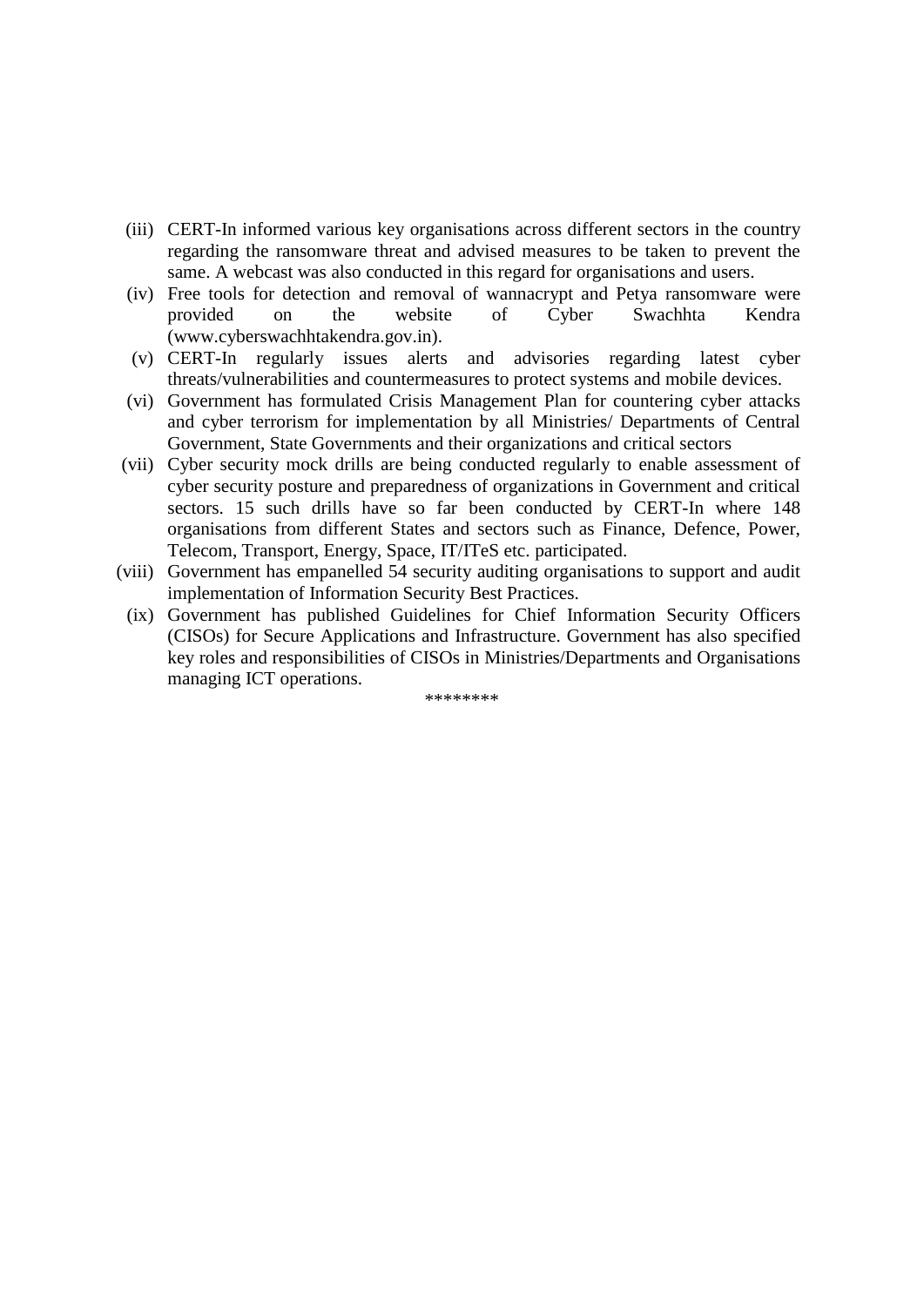(iii) CERT-In informed various key organisations across different sectors in the country regarding the ransomware threat and advised measures to be taken to prevent the same. A webcast was also conducted in this regard for organisations and users.

(iv) Free tools for detection and removal of wannacrypt and Petya ransomware were provided on the website of Cyber Swachhta Kendra (www.cyberswachhtakendra.gov.in).

(v) CERT-In regularly issues alerts and advisories regarding latest cyber threats/vulnerabilities and countermeasures to protect systems and mobile devices.

(vi) Government has formulated Crisis Management Plan for countering cyber attacks and cyber terrorism for implementation by all Ministries/ Departments of Central Government, State Governments and their organizations and critical sectors

(vii) Cyber security mock drills are being conducted regularly to enable assessment of cyber security posture and preparedness of organizations in Government and critical sectors. 15 such drills have so far been conducted by CERT-In where 148 organisations from different States and sectors such as Finance, Defence, Power, Telecom, Transport, Energy, Space, IT/ITeS etc. participated.

(viii) Government has empanelled 54 security auditing organisations to support and audit implementation of Information Security Best Practices.

(ix) Government has published Guidelines for Chief Information Security Officers (CISOs) for Secure Applications and Infrastructure. Government has also specified key roles and responsibilities of CISOs in Ministries/Departments and Organisations managing ICT operations.

********